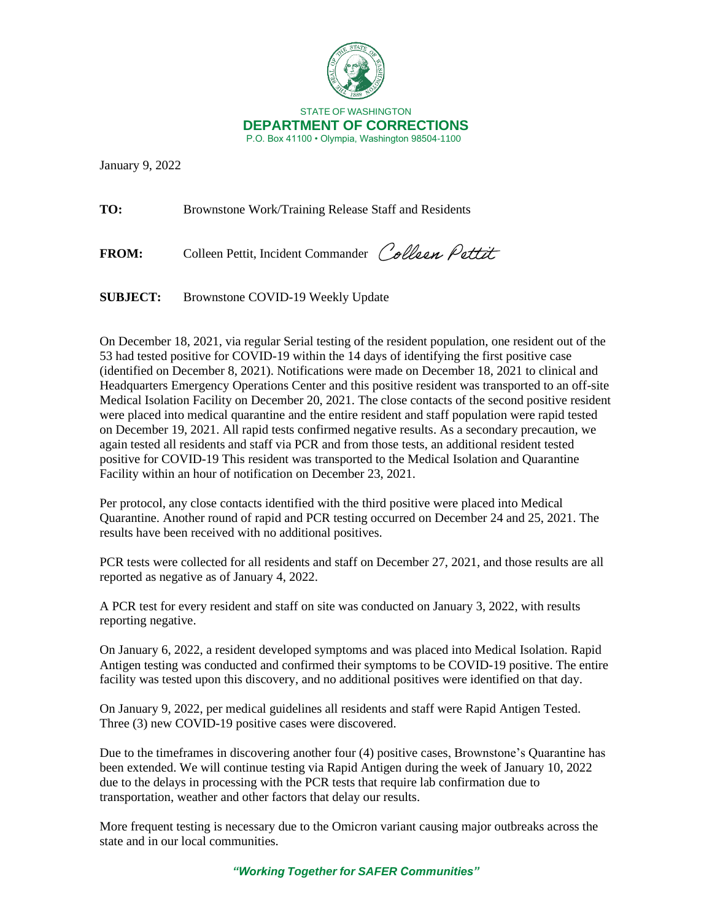STATE OF WASHINGTON
**DEPARTMENT OF CORRECTIONS**
P.O. Box 41100 • Olympia, Washington 98504-1100

January 9, 2022

**TO:** Brownstone Work/Training Release Staff and Residents

**FROM:** Colleen Pettit, Incident Commander *Colleen Pettit*

**SUBJECT:** Brownstone COVID-19 Weekly Update

On December 18, 2021, via regular Serial testing of the resident population, one resident out of the 53 had tested positive for COVID-19 within the 14 days of identifying the first positive case (identified on December 8, 2021). Notifications were made on December 18, 2021 to clinical and Headquarters Emergency Operations Center and this positive resident was transported to an off-site Medical Isolation Facility on December 20, 2021. The close contacts of the second positive resident were placed into medical quarantine and the entire resident and staff population were rapid tested on December 19, 2021. All rapid tests confirmed negative results. As a secondary precaution, we again tested all residents and staff via PCR and from those tests, an additional resident tested positive for COVID-19 This resident was transported to the Medical Isolation and Quarantine Facility within an hour of notification on December 23, 2021.

Per protocol, any close contacts identified with the third positive were placed into Medical Quarantine. Another round of rapid and PCR testing occurred on December 24 and 25, 2021. The results have been received with no additional positives.

PCR tests were collected for all residents and staff on December 27, 2021, and those results are all reported as negative as of January 4, 2022.

A PCR test for every resident and staff on site was conducted on January 3, 2022, with results reporting negative.

On January 6, 2022, a resident developed symptoms and was placed into Medical Isolation. Rapid Antigen testing was conducted and confirmed their symptoms to be COVID-19 positive. The entire facility was tested upon this discovery, and no additional positives were identified on that day.

On January 9, 2022, per medical guidelines all residents and staff were Rapid Antigen Tested. Three (3) new COVID-19 positive cases were discovered.

Due to the timeframes in discovering another four (4) positive cases, Brownstone's Quarantine has been extended. We will continue testing via Rapid Antigen during the week of January 10, 2022 due to the delays in processing with the PCR tests that require lab confirmation due to transportation, weather and other factors that delay our results.

More frequent testing is necessary due to the Omicron variant causing major outbreaks across the state and in our local communities.

*"Working Together for SAFER Communities"*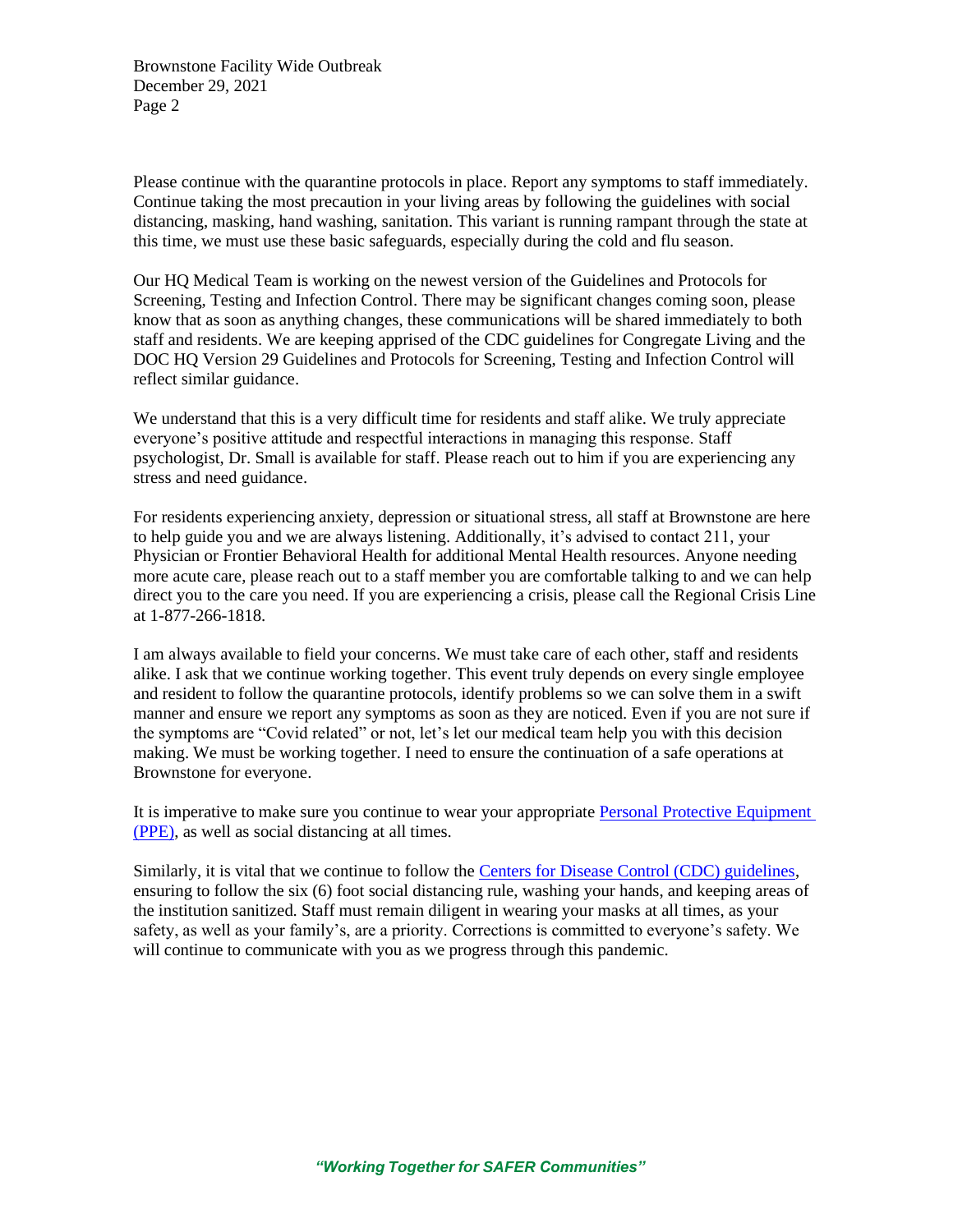Please continue with the quarantine protocols in place. Report any symptoms to staff immediately. Continue taking the most precaution in your living areas by following the guidelines with social distancing, masking, hand washing, sanitation. This variant is running rampant through the state at this time, we must use these basic safeguards, especially during the cold and flu season.

Our HQ Medical Team is working on the newest version of the Guidelines and Protocols for Screening, Testing and Infection Control. There may be significant changes coming soon, please know that as soon as anything changes, these communications will be shared immediately to both staff and residents. We are keeping apprised of the CDC guidelines for Congregate Living and the DOC HQ Version 29 Guidelines and Protocols for Screening, Testing and Infection Control will reflect similar guidance.

We understand that this is a very difficult time for residents and staff alike. We truly appreciate everyone's positive attitude and respectful interactions in managing this response. Staff psychologist, Dr. Small is available for staff. Please reach out to him if you are experiencing any stress and need guidance.

For residents experiencing anxiety, depression or situational stress, all staff at Brownstone are here to help guide you and we are always listening. Additionally, it's advised to contact 211, your Physician or Frontier Behavioral Health for additional Mental Health resources. Anyone needing more acute care, please reach out to a staff member you are comfortable talking to and we can help direct you to the care you need. If you are experiencing a crisis, please call the Regional Crisis Line at 1-877-266-1818.

I am always available to field your concerns. We must take care of each other, staff and residents alike. I ask that we continue working together. This event truly depends on every single employee and resident to follow the quarantine protocols, identify problems so we can solve them in a swift manner and ensure we report any symptoms as soon as they are noticed. Even if you are not sure if the symptoms are "Covid related" or not, let's let our medical team help you with this decision making. We must be working together. I need to ensure the continuation of a safe operations at Brownstone for everyone.

It is imperative to make sure you continue to wear your appropriate Personal Protective Equipment (PPE), as well as social distancing at all times.

Similarly, it is vital that we continue to follow the Centers for Disease Control (CDC) guidelines, ensuring to follow the six (6) foot social distancing rule, washing your hands, and keeping areas of the institution sanitized. Staff must remain diligent in wearing your masks at all times, as your safety, as well as your family's, are a priority. Corrections is committed to everyone's safety. We will continue to communicate with you as we progress through this pandemic.